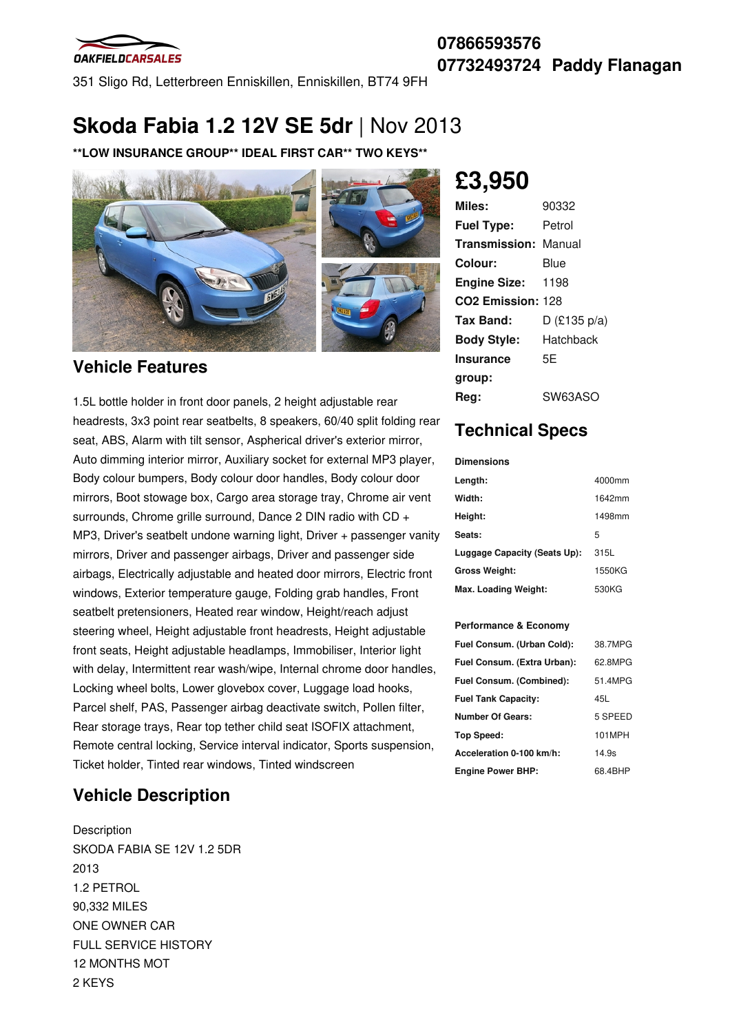OAKFIELDCARSALES

351 Sligo Rd, Letterbreen Enniskillen, Enniskillen, BT74 9FH

**07866593576**
**07732493724 Paddy Flanagan**

# Skoda Fabia 1.2 12V SE 5dr | Nov 2013

**\*\*LOW INSURANCE GROUP\*\* IDEAL FIRST CAR\*\* TWO KEYS\*\***

# £3,950

| | |
|---|---|
| **Miles:** | 90332 |
| **Fuel Type:** | Petrol |
| **Transmission:** | Manual |
| **Colour:** | Blue |
| **Engine Size:** | 1198 |
| **CO2 Emission:** | 128 |
| **Tax Band:** | D (£135 p/a) |
| **Body Style:** | Hatchback |
| **Insurance group:** | 5E |
| **Reg:** | SW63ASO |

## Vehicle Features

1.5L bottle holder in front door panels, 2 height adjustable rear headrests, 3x3 point rear seatbelts, 8 speakers, 60/40 split folding rear seat, ABS, Alarm with tilt sensor, Aspherical driver's exterior mirror, Auto dimming interior mirror, Auxiliary socket for external MP3 player, Body colour bumpers, Body colour door handles, Body colour door mirrors, Boot stowage box, Cargo area storage tray, Chrome air vent surrounds, Chrome grille surround, Dance 2 DIN radio with CD + MP3, Driver's seatbelt undone warning light, Driver + passenger vanity mirrors, Driver and passenger airbags, Driver and passenger side airbags, Electrically adjustable and heated door mirrors, Electric front windows, Exterior temperature gauge, Folding grab handles, Front seatbelt pretensioners, Heated rear window, Height/reach adjust steering wheel, Height adjustable front headrests, Height adjustable front seats, Height adjustable headlamps, Immobiliser, Interior light with delay, Intermittent rear wash/wipe, Internal chrome door handles, Locking wheel bolts, Lower glovebox cover, Luggage load hooks, Parcel shelf, PAS, Passenger airbag deactivate switch, Pollen filter, Rear storage trays, Rear top tether child seat ISOFIX attachment, Remote central locking, Service interval indicator, Sports suspension, Ticket holder, Tinted rear windows, Tinted windscreen

## Technical Specs

**Dimensions**

| | |
|---|---|
| **Length:** | 4000mm |
| **Width:** | 1642mm |
| **Height:** | 1498mm |
| **Seats:** | 5 |
| **Luggage Capacity (Seats Up):** | 315L |
| **Gross Weight:** | 1550KG |
| **Max. Loading Weight:** | 530KG |

**Performance & Economy**

| | |
|---|---|
| **Fuel Consum. (Urban Cold):** | 38.7MPG |
| **Fuel Consum. (Extra Urban):** | 62.8MPG |
| **Fuel Consum. (Combined):** | 51.4MPG |
| **Fuel Tank Capacity:** | 45L |
| **Number Of Gears:** | 5 SPEED |
| **Top Speed:** | 101MPH |
| **Acceleration 0-100 km/h:** | 14.9s |
| **Engine Power BHP:** | 68.4BHP |

## Vehicle Description

Description
SKODA FABIA SE 12V 1.2 5DR
2013
1.2 PETROL
90,332 MILES
ONE OWNER CAR
FULL SERVICE HISTORY
12 MONTHS MOT
2 KEYS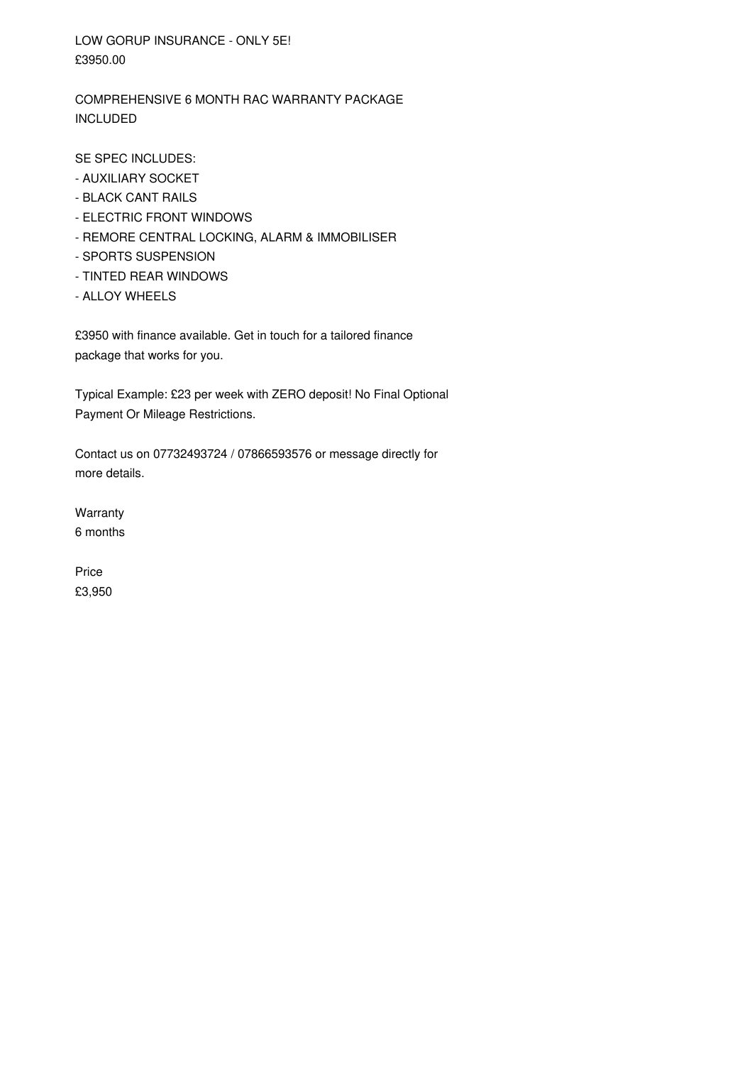LOW GORUP INSURANCE - ONLY 5E!
£3950.00

COMPREHENSIVE 6 MONTH RAC WARRANTY PACKAGE INCLUDED

SE SPEC INCLUDES:
- AUXILIARY SOCKET
- BLACK CANT RAILS
- ELECTRIC FRONT WINDOWS
- REMORE CENTRAL LOCKING, ALARM & IMMOBILISER
- SPORTS SUSPENSION
- TINTED REAR WINDOWS
- ALLOY WHEELS

£3950 with finance available. Get in touch for a tailored finance package that works for you.

Typical Example: £23 per week with ZERO deposit! No Final Optional Payment Or Mileage Restrictions.

Contact us on 07732493724 / 07866593576 or message directly for more details.

Warranty
6 months

Price
£3,950